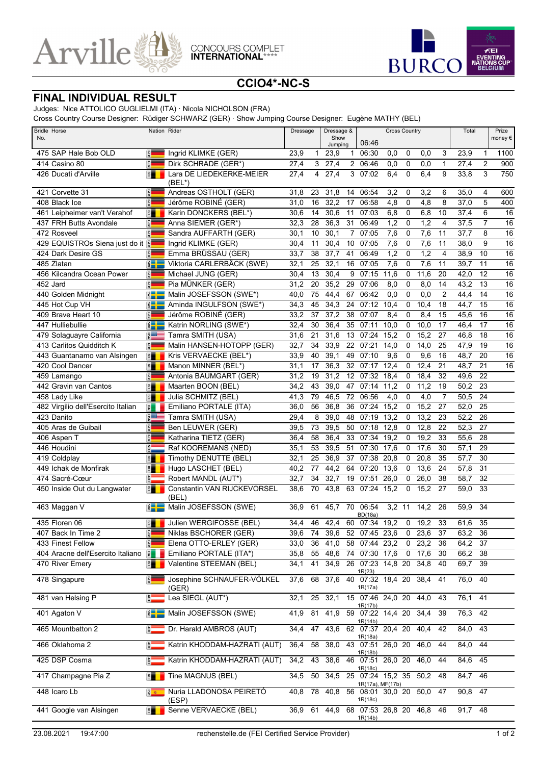Arville CONCOURS COMPLET INTERNATIONAL****

BURCO

FEI EVENTING NATIONS CUP BELGIUM

## CCIO4*-NC-S

# FINAL INDIVIDUAL RESULT

Judges: Nice ATTOLICO GUGLIELMI (ITA) · Nicola NICHOLSON (FRA)

Cross Country Course Designer: Rüdiger SCHWARZ (GER) · Show Jumping Course Designer: Eugène MATHY (BEL)

| Bridle No. | Horse | Nation | Rider | Dressage | | Dressage & Show Jumping | | Cross Country | | | | | Total | | Prize money € |
|---|---|---|---|---|---|---|---|---|---|---|---|---|---|---|---|
| | | | | | | | | 06:46 | | | | | | | |
| 475 | SAP Hale Bob OLD | GER | Ingrid KLIMKE (GER) | 23,9 | 1 | 23,9 | 1 | 06:30 | 0,0 | 0 | 0,0 | 3 | 23,9 | 1 | 1100 |
| 414 | Casino 80 | GER | Dirk SCHRADE (GER*) | 27,4 | 3 | 27,4 | 2 | 06:46 | 0,0 | 0 | 0,0 | 1 | 27,4 | 2 | 900 |
| 426 | Ducati d'Arville | BEL | Lara DE LIEDEKERKE-MEIER (BEL*) | 27,4 | 4 | 27,4 | 3 | 07:02 | 6,4 | 0 | 6,4 | 9 | 33,8 | 3 | 750 |
| 421 | Corvette 31 | GER | Andreas OSTHOLT (GER) | 31,8 | 23 | 31,8 | 14 | 06:54 | 3,2 | 0 | 3,2 | 6 | 35,0 | 4 | 600 |
| 408 | Black Ice | GER | Jérôme ROBINÉ (GER) | 31,0 | 16 | 32,2 | 17 | 06:58 | 4,8 | 0 | 4,8 | 8 | 37,0 | 5 | 400 |
| 461 | Leipheimer van't Verahof | BEL | Karin DONCKERS (BEL*) | 30,6 | 14 | 30,6 | 11 | 07:03 | 6,8 | 0 | 6,8 | 10 | 37,4 | 6 | 16 |
| 437 | FRH Butts Avondale | GER | Anna SIEMER (GER*) | 32,3 | 28 | 36,3 | 31 | 06:49 | 1,2 | 0 | 1,2 | 4 | 37,5 | 7 | 16 |
| 472 | Rosveel | GER | Sandra AUFFARTH (GER) | 30,1 | 10 | 30,1 | 7 | 07:05 | 7,6 | 0 | 7,6 | 11 | 37,7 | 8 | 16 |
| 429 | EQUISTROs Siena just do it | GER | Ingrid KLIMKE (GER) | 30,4 | 11 | 30,4 | 10 | 07:05 | 7,6 | 0 | 7,6 | 11 | 38,0 | 9 | 16 |
| 424 | Dark Desire GS | GER | Emma BRÜSSAU (GER) | 33,7 | 38 | 37,7 | 41 | 06:49 | 1,2 | 0 | 1,2 | 4 | 38,9 | 10 | 16 |
| 485 | Zlatan | SWE | Viktoria CARLERBÄCK (SWE) | 32,1 | 25 | 32,1 | 16 | 07:05 | 7,6 | 0 | 7,6 | 11 | 39,7 | 11 | 16 |
| 456 | Kilcandra Ocean Power | GER | Michael JUNG (GER) | 30,4 | 13 | 30,4 | 9 | 07:15 | 11,6 | 0 | 11,6 | 20 | 42,0 | 12 | 16 |
| 452 | Jard | GER | Pia MÜNKER (GER) | 31,2 | 20 | 35,2 | 29 | 07:06 | 8,0 | 0 | 8,0 | 14 | 43,2 | 13 | 16 |
| 440 | Golden Midnight | SWE | Malin JOSEFSSON (SWE*) | 40,0 | 75 | 44,4 | 67 | 06:42 | 0,0 | 0 | 0,0 | 2 | 44,4 | 14 | 16 |
| 445 | Hot Cup VH | SWE | Aminda INGULFSON (SWE*) | 34,3 | 45 | 34,3 | 24 | 07:12 | 10,4 | 0 | 10,4 | 18 | 44,7 | 15 | 16 |
| 409 | Brave Heart 10 | GER | Jérôme ROBINÉ (GER) | 33,2 | 37 | 37,2 | 38 | 07:07 | 8,4 | 0 | 8,4 | 15 | 45,6 | 16 | 16 |
| 447 | Hulliebullie | SWE | Katrin NORLING (SWE*) | 32,4 | 30 | 36,4 | 35 | 07:11 | 10,0 | 0 | 10,0 | 17 | 46,4 | 17 | 16 |
| 479 | Solaguayre California | USA | Tamra SMITH (USA) | 31,6 | 21 | 31,6 | 13 | 07:24 | 15,2 | 0 | 15,2 | 27 | 46,8 | 18 | 16 |
| 413 | Carlitos Quidditch K | GER | Malin HANSEN-HOTOPP (GER) | 32,7 | 34 | 33,9 | 22 | 07:21 | 14,0 | 0 | 14,0 | 25 | 47,9 | 19 | 16 |
| 443 | Guantanamo van Alsingen | BEL | Kris VERVAECKE (BEL*) | 33,9 | 40 | 39,1 | 49 | 07:10 | 9,6 | 0 | 9,6 | 16 | 48,7 | 20 | 16 |
| 420 | Cool Dancer | BEL | Manon MINNER (BEL*) | 31,1 | 17 | 36,3 | 32 | 07:17 | 12,4 | 0 | 12,4 | 21 | 48,7 | 21 | 16 |
| 459 | Lamango | GER | Antonia BAUMGART (GER) | 31,2 | 19 | 31,2 | 12 | 07:32 | 18,4 | 0 | 18,4 | 32 | 49,6 | 22 | |
| 442 | Gravin van Cantos | BEL | Maarten BOON (BEL) | 34,2 | 43 | 39,0 | 47 | 07:14 | 11,2 | 0 | 11,2 | 19 | 50,2 | 23 | |
| 458 | Lady Like | BEL | Julia SCHMITZ (BEL) | 41,3 | 79 | 46,5 | 72 | 06:56 | 4,0 | 0 | 4,0 | 7 | 50,5 | 24 | |
| 482 | Virgilio dell'Esercito Italian | ITA | Emiliano PORTALE (ITA) | 36,0 | 56 | 36,8 | 36 | 07:24 | 15,2 | 0 | 15,2 | 27 | 52,0 | 25 | |
| 423 | Danito | USA | Tamra SMITH (USA) | 29,4 | 8 | 39,0 | 48 | 07:19 | 13,2 | 0 | 13,2 | 23 | 52,2 | 26 | |
| 405 | Aras de Guibail | GER | Ben LEUWER (GER) | 39,5 | 73 | 39,5 | 50 | 07:18 | 12,8 | 0 | 12,8 | 22 | 52,3 | 27 | |
| 406 | Aspen T | GER | Katharina TIETZ (GER) | 36,4 | 58 | 36,4 | 33 | 07:34 | 19,2 | 0 | 19,2 | 33 | 55,6 | 28 | |
| 446 | Houdini | NED | Raf KOOREMANS (NED) | 35,1 | 53 | 39,5 | 51 | 07:30 | 17,6 | 0 | 17,6 | 30 | 57,1 | 29 | |
| 419 | Coldplay | BEL | Timothy DENUTTE (BEL) | 32,1 | 25 | 36,9 | 37 | 07:38 | 20,8 | 0 | 20,8 | 35 | 57,7 | 30 | |
| 449 | Ichak de Monfirak | BEL | Hugo LASCHET (BEL) | 40,2 | 77 | 44,2 | 64 | 07:20 | 13,6 | 0 | 13,6 | 24 | 57,8 | 31 | |
| 474 | Sacré-Cœur | AUT | Robert MANDL (AUT*) | 32,7 | 34 | 32,7 | 19 | 07:51 | 26,0 | 0 | 26,0 | 38 | 58,7 | 32 | |
| 450 | Inside Out du Langwater | BEL | Constantin VAN RIJCKEVORSEL (BEL) | 38,6 | 70 | 43,8 | 63 | 07:24 | 15,2 | 0 | 15,2 | 27 | 59,0 | 33 | |
| 463 | Maggan V | SWE | Malin JOSEFSSON (SWE) | 36,9 | 61 | 45,7 | 70 | 06:54 BD(18a) | 3,2 | 11 | 14,2 | 26 | 59,9 | 34 | |
| 435 | Floren 06 | BEL | Julien WERGIFOSSE (BEL) | 34,4 | 46 | 42,4 | 60 | 07:34 | 19,2 | 0 | 19,2 | 33 | 61,6 | 35 | |
| 407 | Back In Time 2 | GER | Niklas BSCHORER (GER) | 39,6 | 74 | 39,6 | 52 | 07:45 | 23,6 | 0 | 23,6 | 37 | 63,2 | 36 | |
| 433 | Finest Fellow | GER | Elena OTTO-ERLEY (GER) | 33,0 | 36 | 41,0 | 58 | 07:44 | 23,2 | 0 | 23,2 | 36 | 64,2 | 37 | |
| 404 | Aracne dell'Esercito Italiano | ITA | Emiliano PORTALE (ITA*) | 35,8 | 55 | 48,6 | 74 | 07:30 | 17,6 | 0 | 17,6 | 30 | 66,2 | 38 | |
| 470 | River Emery | BEL | Valentine STEEMAN (BEL) | 34,1 | 41 | 34,9 | 26 | 07:23 1R(23) | 14,8 | 20 | 34,8 | 40 | 69,7 | 39 | |
| 478 | Singapure | GER | Josephine SCHNAUFER-VÖLKEL (GER) | 37,6 | 68 | 37,6 | 40 | 07:32 1R(17a) | 18,4 | 20 | 38,4 | 41 | 76,0 | 40 | |
| 481 | van Helsing P | AUT | Lea SIEGL (AUT*) | 32,1 | 25 | 32,1 | 15 | 07:46 1R(17b) | 24,0 | 20 | 44,0 | 43 | 76,1 | 41 | |
| 401 | Agaton V | SWE | Malin JOSEFSSON (SWE) | 41,9 | 81 | 41,9 | 59 | 07:22 1R(14b) | 14,4 | 20 | 34,4 | 39 | 76,3 | 42 | |
| 465 | Mountbatton 2 | AUT | Dr. Harald AMBROS (AUT) | 34,4 | 47 | 43,6 | 62 | 07:37 1R(18a) | 20,4 | 20 | 40,4 | 42 | 84,0 | 43 | |
| 466 | Oklahoma 2 | AUT | Katrin KHODDAM-HAZRATI (AUT) | 36,4 | 58 | 38,0 | 43 | 07:51 1R(18b) | 26,0 | 20 | 46,0 | 44 | 84,0 | 44 | |
| 425 | DSP Cosma | AUT | Katrin KHODDAM-HAZRATI (AUT) | 34,2 | 43 | 38,6 | 46 | 07:51 1R(18c) | 26,0 | 20 | 46,0 | 44 | 84,6 | 45 | |
| 417 | Champagne Pia Z | BEL | Tine MAGNUS (BEL) | 34,5 | 50 | 34,5 | 25 | 07:24 1R(17a), MF(17b) | 15,2 | 35 | 50,2 | 48 | 84,7 | 46 | |
| 448 | Icaro Lb | ESP | Nuria LLADONOSA PEIRETÓ (ESP) | 40,8 | 78 | 40,8 | 56 | 08:01 1R(18c) | 30,0 | 20 | 50,0 | 47 | 90,8 | 47 | |
| 441 | Google van Alsingen | BEL | Senne VERVAECKE (BEL) | 36,9 | 61 | 44,9 | 68 | 07:53 1R(14b) | 26,8 | 20 | 46,8 | 46 | 91,7 | 48 | |

23.08.2021 19:47:00 rechenstelle.de (FEI Certified Service Provider)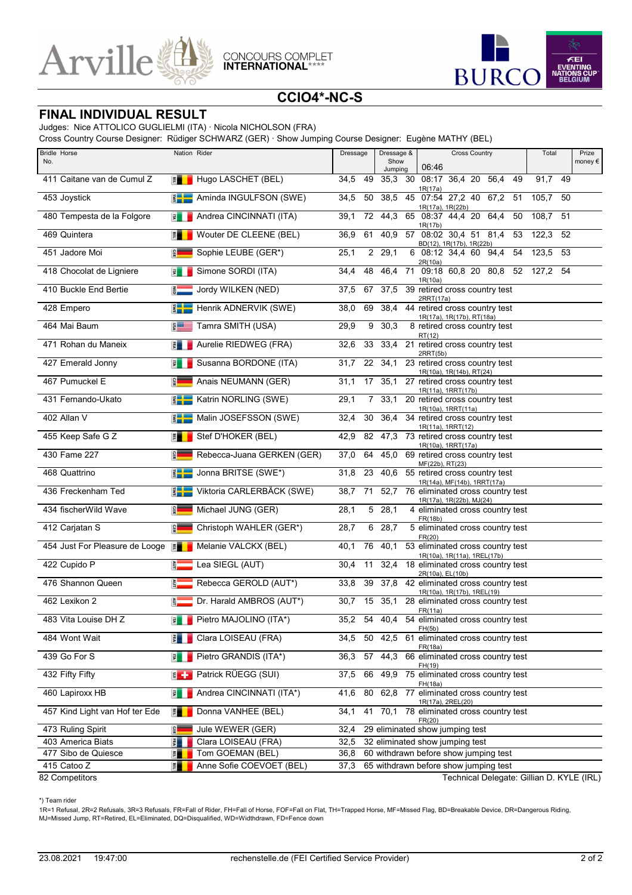Arville CONCOURS COMPLET INTERNATIONAL****

BURCO — FEI EVENTING NATIONS CUP BELGIUM

## CCIO4*-NC-S

# FINAL INDIVIDUAL RESULT

Judges: Nice ATTOLICO GUGLIELMI (ITA) · Nicola NICHOLSON (FRA)

Cross Country Course Designer: Rüdiger SCHWARZ (GER) · Show Jumping Course Designer: Eugène MATHY (BEL)

| Bridle No. | Horse | Nation | Rider | Dressage | | Dressage & Show Jumping | | Cross Country 06:46 | | | | | Total | | Prize money € |
|---|---|---|---|---|---|---|---|---|---|---|---|---|---|---|---|
| 411 | Caitane van de Cumul Z | BEL | Hugo LASCHET (BEL) | 34,5 | 49 | 35,3 | 30 | 08:17 1R(17a) | 36,4 | 20 | 56,4 | 49 | 91,7 | 49 | |
| 453 | Joystick | SWE | Aminda INGULFSON (SWE) | 34,5 | 50 | 38,5 | 45 | 07:54 1R(17a), 1R(22b) | 27,2 | 40 | 67,2 | 51 | 105,7 | 50 | |
| 480 | Tempesta de la Folgore | ITA | Andrea CINCINNATI (ITA) | 39,1 | 72 | 44,3 | 65 | 08:37 1R(17b) | 44,4 | 20 | 64,4 | 50 | 108,7 | 51 | |
| 469 | Quintera | BEL | Wouter DE CLEENE (BEL) | 36,9 | 61 | 40,9 | 57 | 08:02 BD(12), 1R(17b), 1R(22b) | 30,4 | 51 | 81,4 | 53 | 122,3 | 52 | |
| 451 | Jadore Moi | GER | Sophie LEUBE (GER*) | 25,1 | 2 | 29,1 | 6 | 08:12 2R(10a) | 34,4 | 60 | 94,4 | 54 | 123,5 | 53 | |
| 418 | Chocolat de Ligniere | ITA | Simone SORDI (ITA) | 34,4 | 48 | 46,4 | 71 | 09:18 1R(10a) | 60,8 | 20 | 80,8 | 52 | 127,2 | 54 | |
| 410 | Buckle End Bertie | NED | Jordy WILKEN (NED) | 37,5 | 67 | 37,5 | 39 | retired cross country test 2RRT(17a) | | | | | | | |
| 428 | Empero | SWE | Henrik ADNERVIK (SWE) | 38,0 | 69 | 38,4 | 44 | retired cross country test 1R(17a), 1R(17b), RT(18a) | | | | | | | |
| 464 | Mai Baum | USA | Tamra SMITH (USA) | 29,9 | 9 | 30,3 | 8 | retired cross country test RT(12) | | | | | | | |
| 471 | Rohan du Maneix | FRA | Aurelie RIEDWEG (FRA) | 32,6 | 33 | 33,4 | 21 | retired cross country test 2RRT(5b) | | | | | | | |
| 427 | Emerald Jonny | ITA | Susanna BORDONE (ITA) | 31,7 | 22 | 34,1 | 23 | retired cross country test 1R(10a), 1R(14b), RT(24) | | | | | | | |
| 467 | Pumuckel E | GER | Anais NEUMANN (GER) | 31,1 | 17 | 35,1 | 27 | retired cross country test 1R(11a), 1RRT(17b) | | | | | | | |
| 431 | Fernando-Ukato | SWE | Katrin NORLING (SWE) | 29,1 | 7 | 33,1 | 20 | retired cross country test 1R(10a), 1RRT(11a) | | | | | | | |
| 402 | Allan V | SWE | Malin JOSEFSSON (SWE) | 32,4 | 30 | 36,4 | 34 | retired cross country test 1R(11a), 1RRT(12) | | | | | | | |
| 455 | Keep Safe G Z | BEL | Stef D'HOKER (BEL) | 42,9 | 82 | 47,3 | 73 | retired cross country test 1R(10a), 1RRT(17a) | | | | | | | |
| 430 | Fame 227 | GER | Rebecca-Juana GERKEN (GER) | 37,0 | 64 | 45,0 | 69 | retired cross country test MF(22b), RT(23) | | | | | | | |
| 468 | Quattrino | SWE | Jonna BRITSE (SWE*) | 31,8 | 23 | 40,6 | 55 | retired cross country test 1R(14a), MF(14b), 1RRT(17a) | | | | | | | |
| 436 | Freckenham Ted | SWE | Viktoria CARLERBÄCK (SWE) | 38,7 | 71 | 52,7 | 76 | eliminated cross country test 1R(17a), 1R(22b), MJ(24) | | | | | | | |
| 434 | fischerWild Wave | GER | Michael JUNG (GER) | 28,1 | 5 | 28,1 | 4 | eliminated cross country test FR(18b) | | | | | | | |
| 412 | Carjatan S | GER | Christoph WAHLER (GER*) | 28,7 | 6 | 28,7 | 5 | eliminated cross country test FR(20) | | | | | | | |
| 454 | Just For Pleasure de Looge | BEL | Melanie VALCKX (BEL) | 40,1 | 76 | 40,1 | 53 | eliminated cross country test 1R(10a), 1R(11a), 1REL(17b) | | | | | | | |
| 422 | Cupido P | AUT | Lea SIEGL (AUT) | 30,4 | 11 | 32,4 | 18 | eliminated cross country test 2R(10a), EL(10b) | | | | | | | |
| 476 | Shannon Queen | AUT | Rebecca GEROLD (AUT*) | 33,8 | 39 | 37,8 | 42 | eliminated cross country test 1R(10a), 1R(17b), 1REL(19) | | | | | | | |
| 462 | Lexikon 2 | AUT | Dr. Harald AMBROS (AUT*) | 30,7 | 15 | 35,1 | 28 | eliminated cross country test FR(11a) | | | | | | | |
| 483 | Vita Louise DH Z | ITA | Pietro MAJOLINO (ITA*) | 35,2 | 54 | 40,4 | 54 | eliminated cross country test FH(5b) | | | | | | | |
| 484 | Wont Wait | FRA | Clara LOISEAU (FRA) | 34,5 | 50 | 42,5 | 61 | eliminated cross country test FR(18a) | | | | | | | |
| 439 | Go For S | ITA | Pietro GRANDIS (ITA*) | 36,3 | 57 | 44,3 | 66 | eliminated cross country test FH(19) | | | | | | | |
| 432 | Fifty Fifty | SUI | Patrick RÜEGG (SUI) | 37,5 | 66 | 49,9 | 75 | eliminated cross country test FH(18a) | | | | | | | |
| 460 | Lapiroxx HB | ITA | Andrea CINCINNATI (ITA*) | 41,6 | 80 | 62,8 | 77 | eliminated cross country test 1R(17a), 2REL(20) | | | | | | | |
| 457 | Kind Light van Hof ter Ede | BEL | Donna VANHEE (BEL) | 34,1 | 41 | 70,1 | 78 | eliminated cross country test FR(20) | | | | | | | |
| 473 | Ruling Spirit | GER | Jule WEWER (GER) | 32,4 | 29 | eliminated show jumping test | | | | | | | | | |
| 403 | America Biats | FRA | Clara LOISEAU (FRA) | 32,5 | 32 | eliminated show jumping test | | | | | | | | | |
| 477 | Sibo de Quiesce | BEL | Tom GOEMAN (BEL) | 36,8 | 60 | withdrawn before show jumping test | | | | | | | | | |
| 415 | Catoo Z | BEL | Anne Sofie COEVOET (BEL) | 37,3 | 65 | withdrawn before show jumping test | | | | | | | | | |

82 Competitors

Technical Delegate: Gillian D. KYLE (IRL)

*) Team rider

1R=1 Refusal, 2R=2 Refusals, 3R=3 Refusals, FR=Fall of Rider, FH=Fall of Horse, FOF=Fall on Flat, TH=Trapped Horse, MF=Missed Flag, BD=Breakable Device, DR=Dangerous Riding, MJ=Missed Jump, RT=Retired, EL=Eliminated, DQ=Disqualified, WD=Widthdrawn, FD=Fence down

23.08.2021 19:47:00 rechenstelle.de (FEI Certified Service Provider)